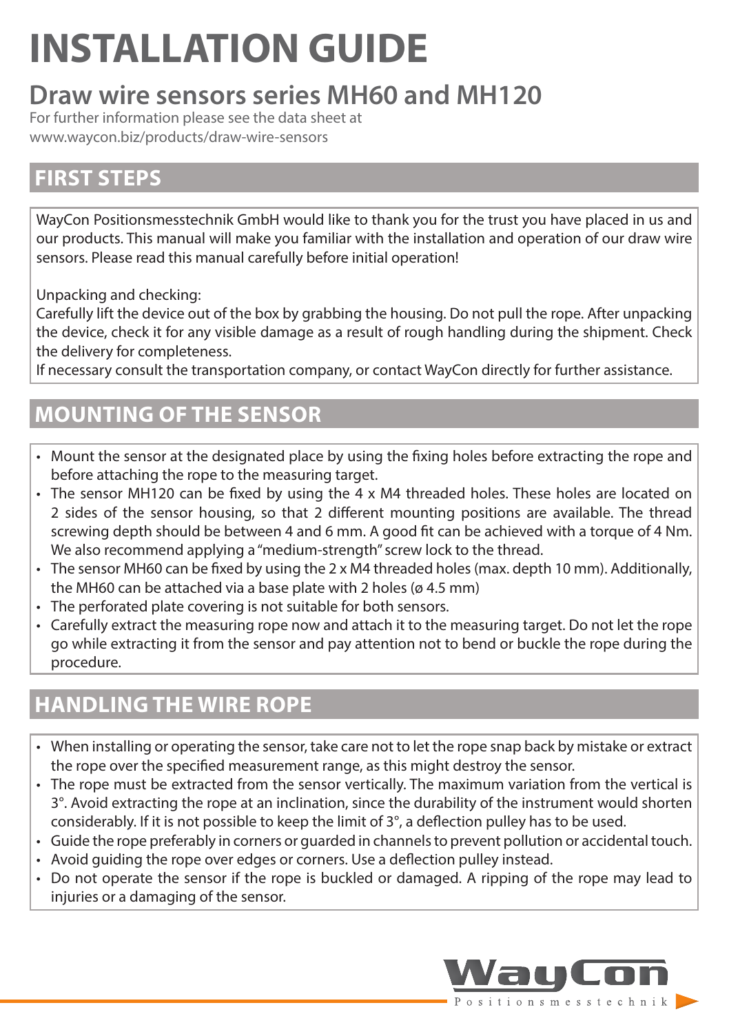# INSTALLATION GUIDE

## Draw wire sensors series MH60 and MH120

For further information please see the data sheet at
www.waycon.biz/products/draw-wire-sensors

## FIRST STEPS

WayCon Positionsmesstechnik GmbH would like to thank you for the trust you have placed in us and our products. This manual will make you familiar with the installation and operation of our draw wire sensors. Please read this manual carefully before initial operation!

Unpacking and checking:
Carefully lift the device out of the box by grabbing the housing. Do not pull the rope. After unpacking the device, check it for any visible damage as a result of rough handling during the shipment. Check the delivery for completeness.
If necessary consult the transportation company, or contact WayCon directly for further assistance.

## MOUNTING OF THE SENSOR

- Mount the sensor at the designated place by using the fixing holes before extracting the rope and before attaching the rope to the measuring target.
- The sensor MH120 can be fixed by using the 4 x M4 threaded holes. These holes are located on 2 sides of the sensor housing, so that 2 different mounting positions are available. The thread screwing depth should be between 4 and 6 mm. A good fit can be achieved with a torque of 4 Nm. We also recommend applying a "medium-strength" screw lock to the thread.
- The sensor MH60 can be fixed by using the 2 x M4 threaded holes (max. depth 10 mm). Additionally, the MH60 can be attached via a base plate with 2 holes (ø 4.5 mm)
- The perforated plate covering is not suitable for both sensors.
- Carefully extract the measuring rope now and attach it to the measuring target. Do not let the rope go while extracting it from the sensor and pay attention not to bend or buckle the rope during the procedure.

## HANDLING THE WIRE ROPE

- When installing or operating the sensor, take care not to let the rope snap back by mistake or extract the rope over the specified measurement range, as this might destroy the sensor.
- The rope must be extracted from the sensor vertically. The maximum variation from the vertical is 3°. Avoid extracting the rope at an inclination, since the durability of the instrument would shorten considerably. If it is not possible to keep the limit of 3°, a deflection pulley has to be used.
- Guide the rope preferably in corners or guarded in channels to prevent pollution or accidental touch.
- Avoid guiding the rope over edges or corners. Use a deflection pulley instead.
- Do not operate the sensor if the rope is buckled or damaged. A ripping of the rope may lead to injuries or a damaging of the sensor.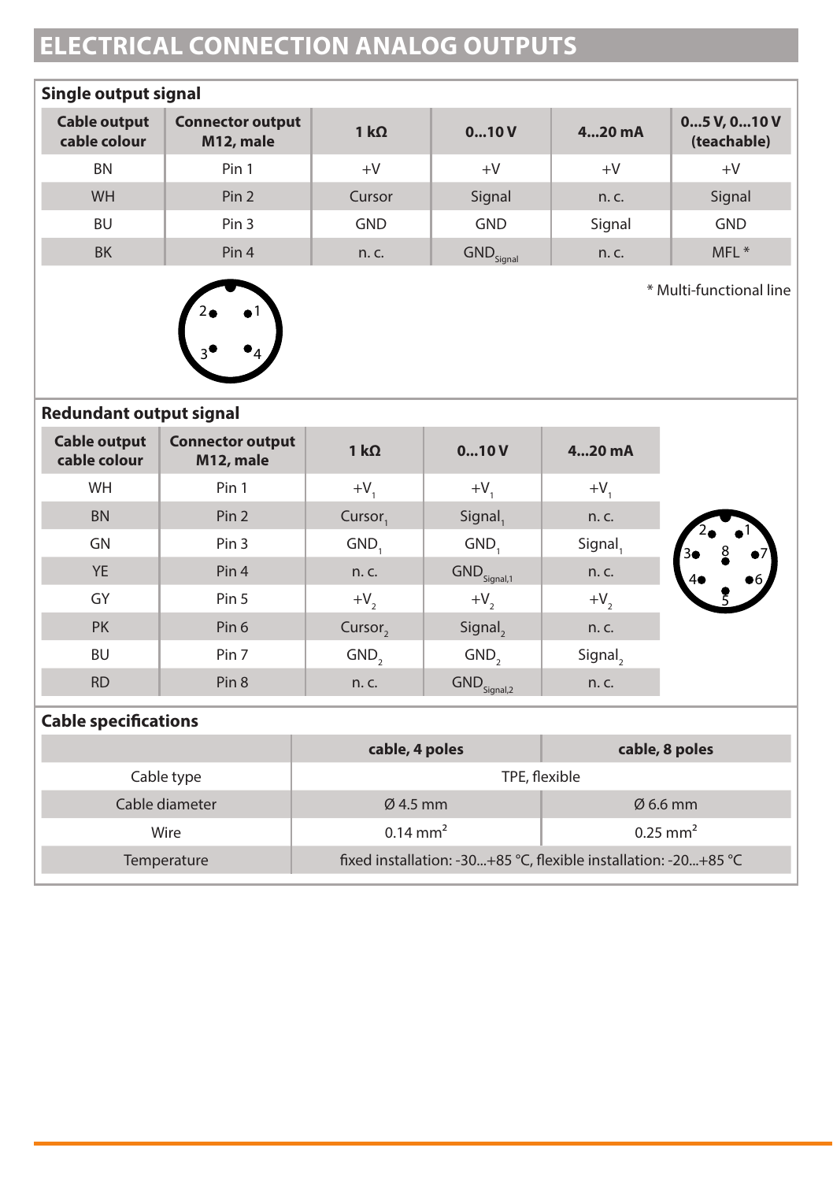# ELECTRICAL CONNECTION ANALOG OUTPUTS

## Single output signal

| Cable output cable colour | Connector output M12, male | 1 kΩ | 0...10 V | 4...20 mA | 0...5 V, 0...10 V (teachable) |
|---|---|---|---|---|---|
| BN | Pin 1 | +V | +V | +V | +V |
| WH | Pin 2 | Cursor | Signal | n. c. | Signal |
| BU | Pin 3 | GND | GND | Signal | GND |
| BK | Pin 4 | n. c. | $GND_{Signal}$ | n. c. | MFL * |

\* Multi-functional line

## Redundant output signal

| Cable output cable colour | Connector output M12, male | 1 kΩ | 0...10 V | 4...20 mA |
|---|---|---|---|---|
| WH | Pin 1 | $+V_1$ | $+V_1$ | $+V_1$ |
| BN | Pin 2 | $Cursor_1$ | $Signal_1$ | n. c. |
| GN | Pin 3 | $GND_1$ | $GND_1$ | $Signal_1$ |
| YE | Pin 4 | n. c. | $GND_{Signal,1}$ | n. c. |
| GY | Pin 5 | $+V_2$ | $+V_2$ | $+V_2$ |
| PK | Pin 6 | $Cursor_2$ | $Signal_2$ | n. c. |
| BU | Pin 7 | $GND_2$ | $GND_2$ | $Signal_2$ |
| RD | Pin 8 | n. c. | $GND_{Signal,2}$ | n. c. |

## Cable specifications

| | cable, 4 poles | cable, 8 poles |
|---|---|---|
| Cable type | TPE, flexible | |
| Cable diameter | Ø 4.5 mm | Ø 6.6 mm |
| Wire | 0.14 $mm^2$ | 0.25 $mm^2$ |
| Temperature | fixed installation: -30...+85 °C, flexible installation: -20...+85 °C | |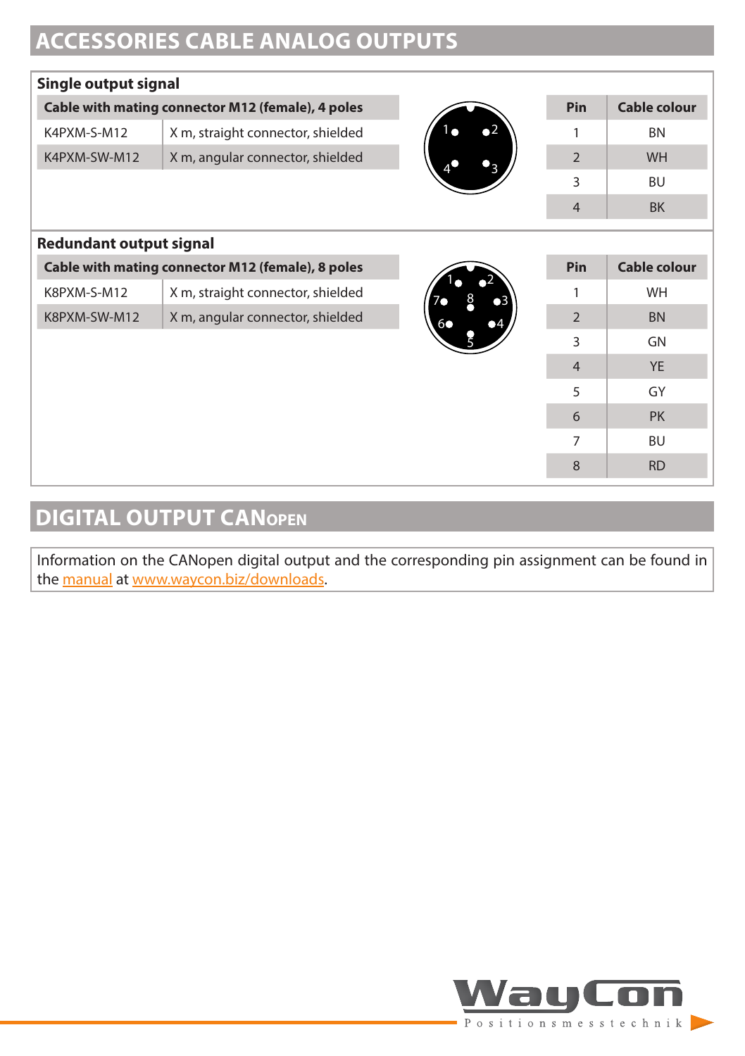# ACCESSORIES CABLE ANALOG OUTPUTS

### Single output signal

| Cable with mating connector M12 (female), 4 poles | |
|---|---|
| K4PXM-S-M12 | X m, straight connector, shielded |
| K4PXM-SW-M12 | X m, angular connector, shielded |

| Pin | Cable colour |
|---|---|
| 1 | BN |
| 2 | WH |
| 3 | BU |
| 4 | BK |

### Redundant output signal

| Cable with mating connector M12 (female), 8 poles | |
|---|---|
| K8PXM-S-M12 | X m, straight connector, shielded |
| K8PXM-SW-M12 | X m, angular connector, shielded |

| Pin | Cable colour |
|---|---|
| 1 | WH |
| 2 | BN |
| 3 | GN |
| 4 | YE |
| 5 | GY |
| 6 | PK |
| 7 | BU |
| 8 | RD |

# DIGITAL OUTPUT CANopen

Information on the CANopen digital output and the corresponding pin assignment can be found in the manual at www.waycon.biz/downloads.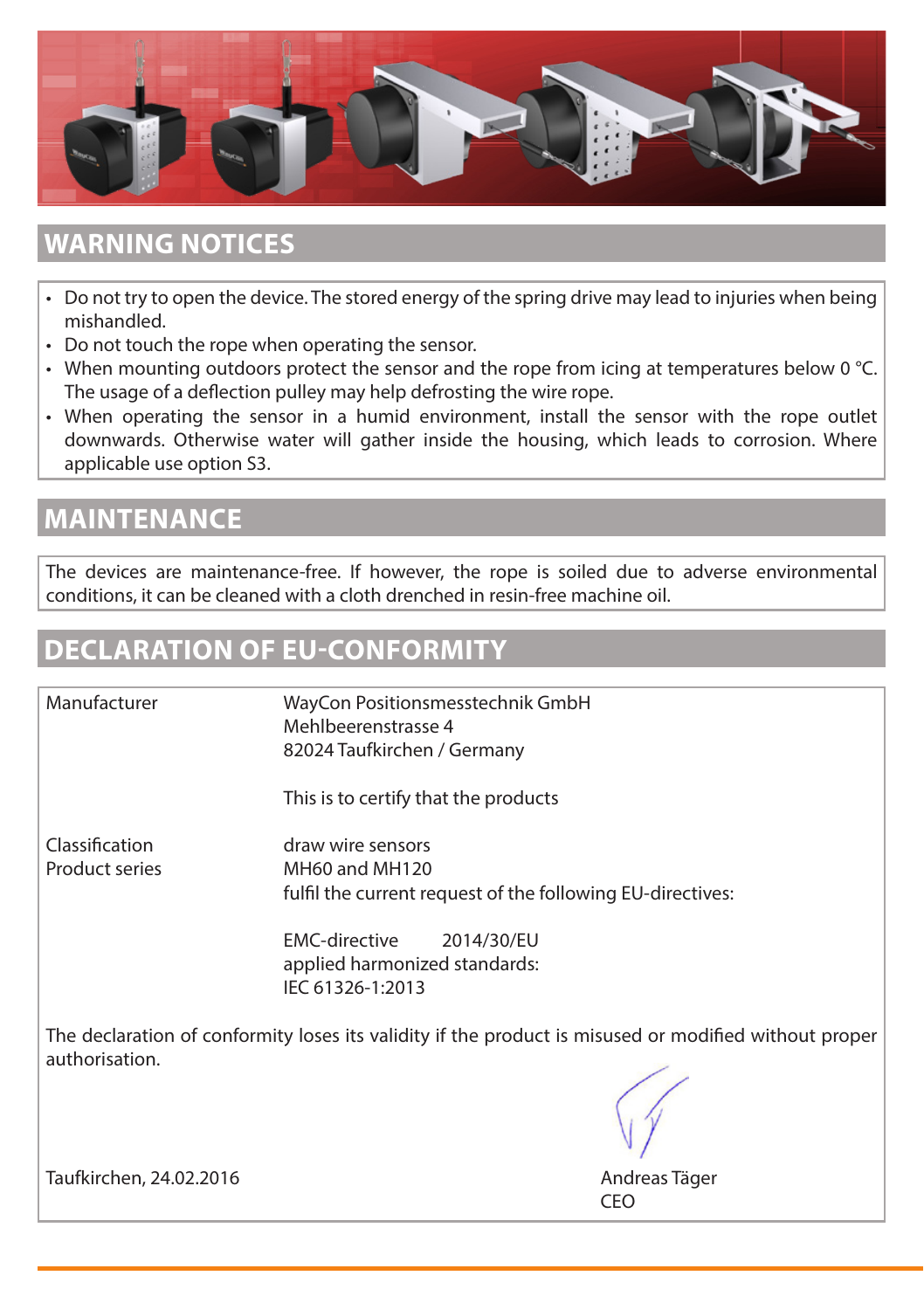## WARNING NOTICES

- Do not try to open the device. The stored energy of the spring drive may lead to injuries when being mishandled.
- Do not touch the rope when operating the sensor.
- When mounting outdoors protect the sensor and the rope from icing at temperatures below 0 °C. The usage of a deflection pulley may help defrosting the wire rope.
- When operating the sensor in a humid environment, install the sensor with the rope outlet downwards. Otherwise water will gather inside the housing, which leads to corrosion. Where applicable use option S3.

## MAINTENANCE

The devices are maintenance-free. If however, the rope is soiled due to adverse environmental conditions, it can be cleaned with a cloth drenched in resin-free machine oil.

## DECLARATION OF EU-CONFORMITY

| | |
|---|---|
| Manufacturer | WayCon Positionsmesstechnik GmbH<br>Mehlbeerenstrasse 4<br>82024 Taufkirchen / Germany |
| | This is to certify that the products |
| Classification | draw wire sensors |
| Product series | MH60 and MH120 |
| | fulfil the current request of the following EU-directives: |
| | EMC-directive 2014/30/EU<br>applied harmonized standards:<br>IEC 61326-1:2013 |

The declaration of conformity loses its validity if the product is misused or modified without proper authorisation.

Taufkirchen, 24.02.2016

Andreas Täger
CEO